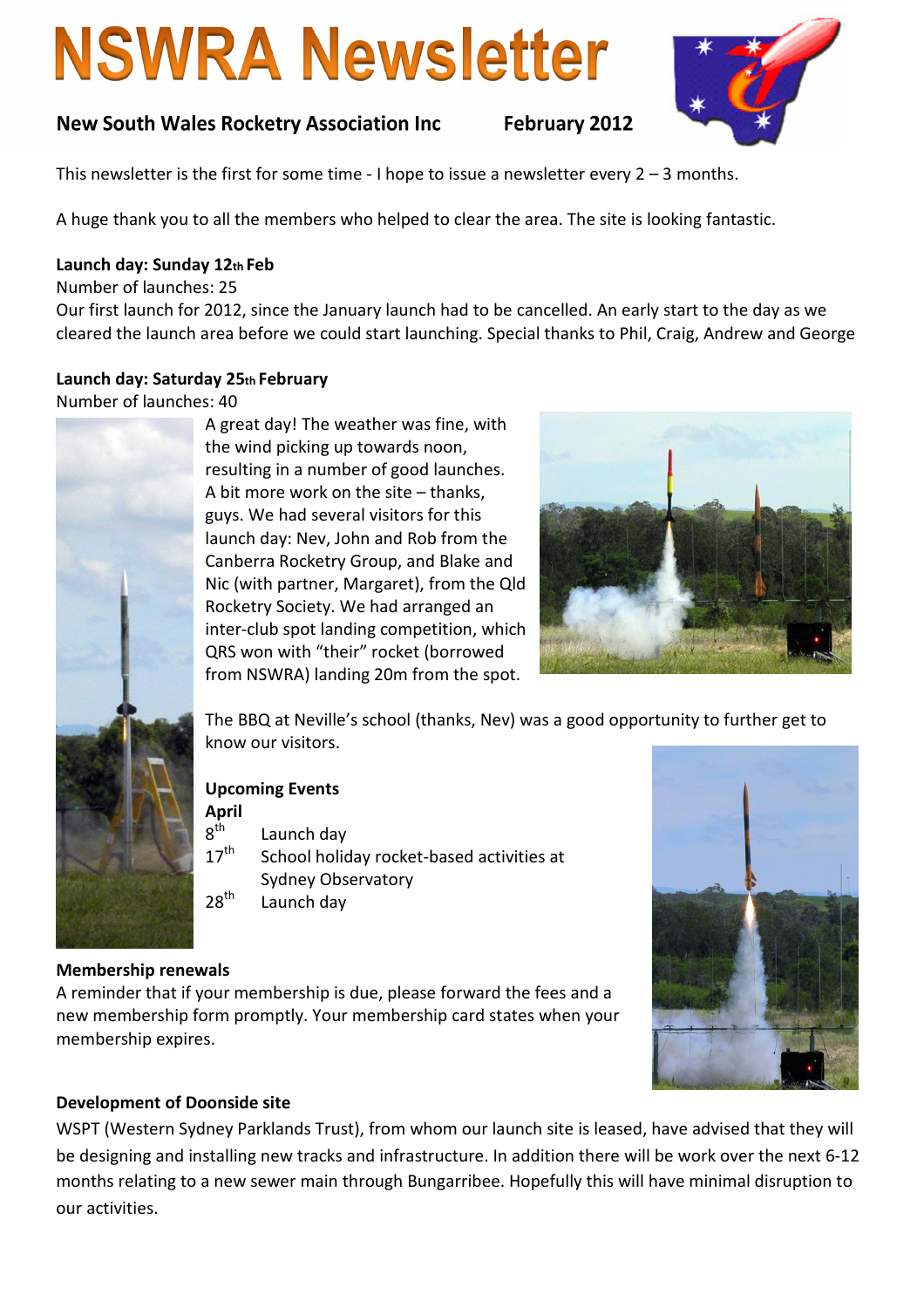# NSWRA Newsletter

**New South Wales Rocketry Association Inc** **February 2012**

This newsletter is the first for some time - I hope to issue a newsletter every 2 – 3 months.

A huge thank you to all the members who helped to clear the area. The site is looking fantastic.

**Launch day: Sunday 12th Feb**

Number of launches: 25

Our first launch for 2012, since the January launch had to be cancelled. An early start to the day as we cleared the launch area before we could start launching. Special thanks to Phil, Craig, Andrew and George

**Launch day: Saturday 25th February**

Number of launches: 40

A great day! The weather was fine, with the wind picking up towards noon, resulting in a number of good launches. A bit more work on the site – thanks, guys. We had several visitors for this launch day: Nev, John and Rob from the Canberra Rocketry Group, and Blake and Nic (with partner, Margaret), from the Qld Rocketry Society. We had arranged an inter-club spot landing competition, which QRS won with "their" rocket (borrowed from NSWRA) landing 20m from the spot.

The BBQ at Neville's school (thanks, Nev) was a good opportunity to further get to know our visitors.

**Upcoming Events**

**April**

8th Launch day

17th School holiday rocket-based activities at Sydney Observatory

28th Launch day

**Membership renewals**

A reminder that if your membership is due, please forward the fees and a new membership form promptly. Your membership card states when your membership expires.

**Development of Doonside site**

WSPT (Western Sydney Parklands Trust), from whom our launch site is leased, have advised that they will be designing and installing new tracks and infrastructure. In addition there will be work over the next 6-12 months relating to a new sewer main through Bungarribee. Hopefully this will have minimal disruption to our activities.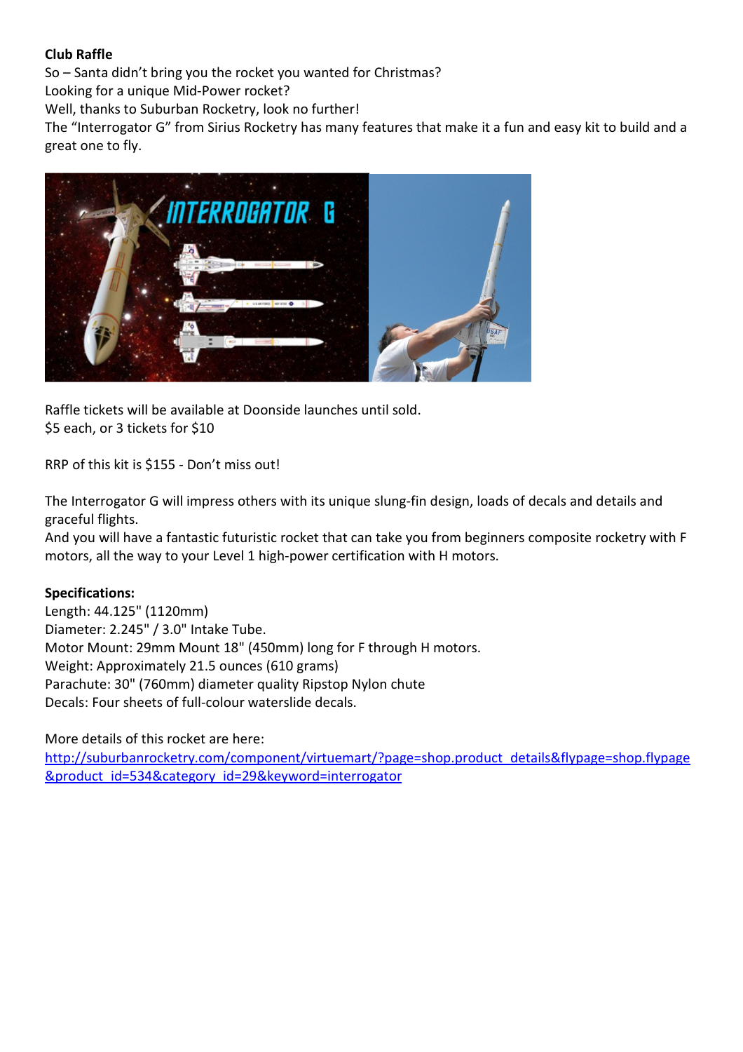**Club Raffle**

So – Santa didn't bring you the rocket you wanted for Christmas?
Looking for a unique Mid-Power rocket?
Well, thanks to Suburban Rocketry, look no further!
The "Interrogator G" from Sirius Rocketry has many features that make it a fun and easy kit to build and a great one to fly.

Raffle tickets will be available at Doonside launches until sold.
$5 each, or 3 tickets for $10

RRP of this kit is $155 - Don't miss out!

The Interrogator G will impress others with its unique slung-fin design, loads of decals and details and graceful flights.
And you will have a fantastic futuristic rocket that can take you from beginners composite rocketry with F motors, all the way to your Level 1 high-power certification with H motors.

**Specifications:**
Length: 44.125" (1120mm)
Diameter: 2.245" / 3.0" Intake Tube.
Motor Mount: 29mm Mount 18" (450mm) long for F through H motors.
Weight: Approximately 21.5 ounces (610 grams)
Parachute: 30" (760mm) diameter quality Ripstop Nylon chute
Decals: Four sheets of full-colour waterslide decals.

More details of this rocket are here:
http://suburbanrocketry.com/component/virtuemart/?page=shop.product_details&flypage=shop.flypage&product_id=534&category_id=29&keyword=interrogator